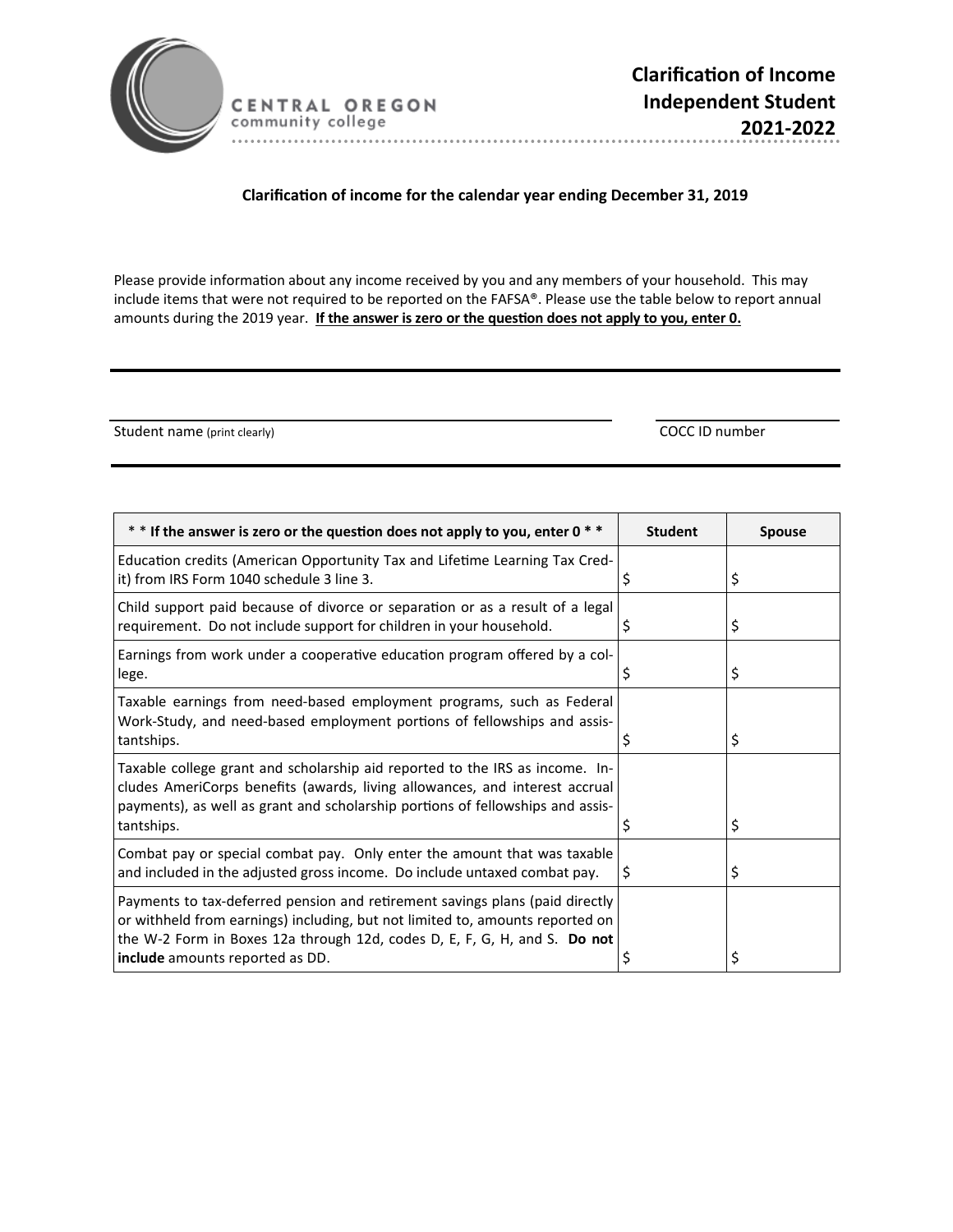CENTRAL OREGON
community college

# Clarification of Income Independent Student 2021-2022

**Clarification of income for the calendar year ending December 31, 2019**

Please provide information about any income received by you and any members of your household. This may include items that were not required to be reported on the FAFSA®. Please use the table below to report annual amounts during the 2019 year. **If the answer is zero or the question does not apply to you, enter 0.**

Student name (print clearly) ______________________ COCC ID number ______________

| * * If the answer is zero or the question does not apply to you, enter 0 * * | Student | Spouse |
|---|---|---|
| Education credits (American Opportunity Tax and Lifetime Learning Tax Credit) from IRS Form 1040 schedule 3 line 3. | $ | $ |
| Child support paid because of divorce or separation or as a result of a legal requirement. Do not include support for children in your household. | $ | $ |
| Earnings from work under a cooperative education program offered by a college. | $ | $ |
| Taxable earnings from need-based employment programs, such as Federal Work-Study, and need-based employment portions of fellowships and assistantships. | $ | $ |
| Taxable college grant and scholarship aid reported to the IRS as income. Includes AmeriCorps benefits (awards, living allowances, and interest accrual payments), as well as grant and scholarship portions of fellowships and assistantships. | $ | $ |
| Combat pay or special combat pay. Only enter the amount that was taxable and included in the adjusted gross income. Do include untaxed combat pay. | $ | $ |
| Payments to tax-deferred pension and retirement savings plans (paid directly or withheld from earnings) including, but not limited to, amounts reported on the W-2 Form in Boxes 12a through 12d, codes D, E, F, G, H, and S. **Do not include** amounts reported as DD. | $ | $ |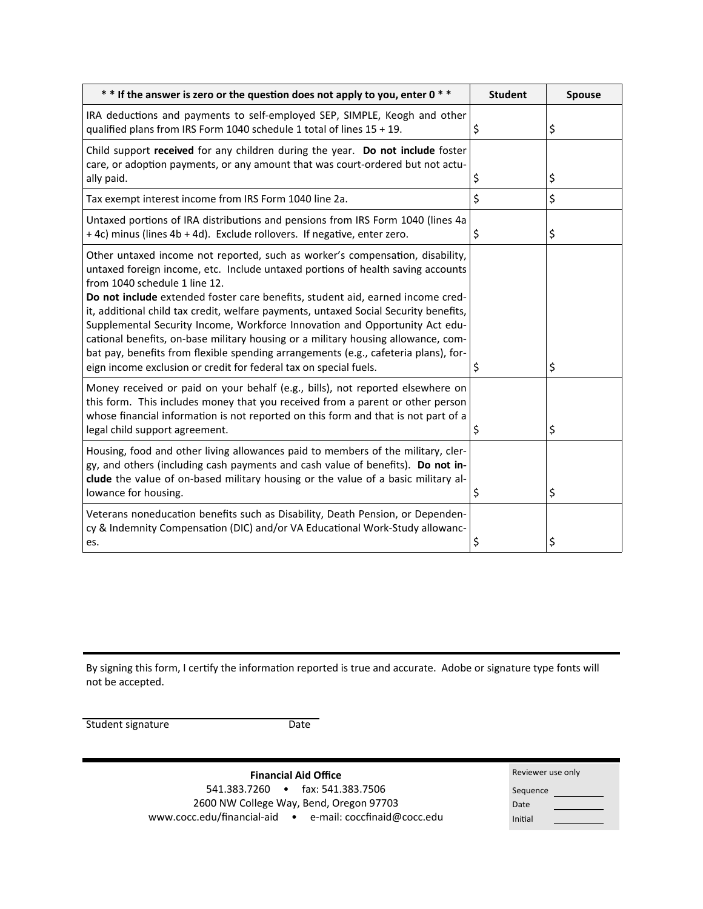| ** If the answer is zero or the question does not apply to you, enter 0 ** | Student | Spouse |
|---|---|---|
| IRA deductions and payments to self-employed SEP, SIMPLE, Keogh and other qualified plans from IRS Form 1040 schedule 1 total of lines 15 + 19. | $ | $ |
| Child support **received** for any children during the year. **Do not include** foster care, or adoption payments, or any amount that was court-ordered but not actually paid. | $ | $ |
| Tax exempt interest income from IRS Form 1040 line 2a. | $ | $ |
| Untaxed portions of IRA distributions and pensions from IRS Form 1040 (lines 4a + 4c) minus (lines 4b + 4d). Exclude rollovers. If negative, enter zero. | $ | $ |
| Other untaxed income not reported, such as worker's compensation, disability, untaxed foreign income, etc. Include untaxed portions of health saving accounts from 1040 schedule 1 line 12. **Do not include** extended foster care benefits, student aid, earned income credit, additional child tax credit, welfare payments, untaxed Social Security benefits, Supplemental Security Income, Workforce Innovation and Opportunity Act educational benefits, on-base military housing or a military housing allowance, combat pay, benefits from flexible spending arrangements (e.g., cafeteria plans), foreign income exclusion or credit for federal tax on special fuels. | $ | $ |
| Money received or paid on your behalf (e.g., bills), not reported elsewhere on this form. This includes money that you received from a parent or other person whose financial information is not reported on this form and that is not part of a legal child support agreement. | $ | $ |
| Housing, food and other living allowances paid to members of the military, clergy, and others (including cash payments and cash value of benefits). **Do not include** the value of on-based military housing or the value of a basic military allowance for housing. | $ | $ |
| Veterans noneducation benefits such as Disability, Death Pension, or Dependency & Indemnity Compensation (DIC) and/or VA Educational Work-Study allowances. | $ | $ |

By signing this form, I certify the information reported is true and accurate. Adobe or signature type fonts will not be accepted.

Student signature Date

**Financial Aid Office**
541.383.7260 • fax: 541.383.7506
2600 NW College Way, Bend, Oregon 97703
www.cocc.edu/financial-aid • e-mail: coccfinaid@cocc.edu

Reviewer use only
Sequence
Date
Initial